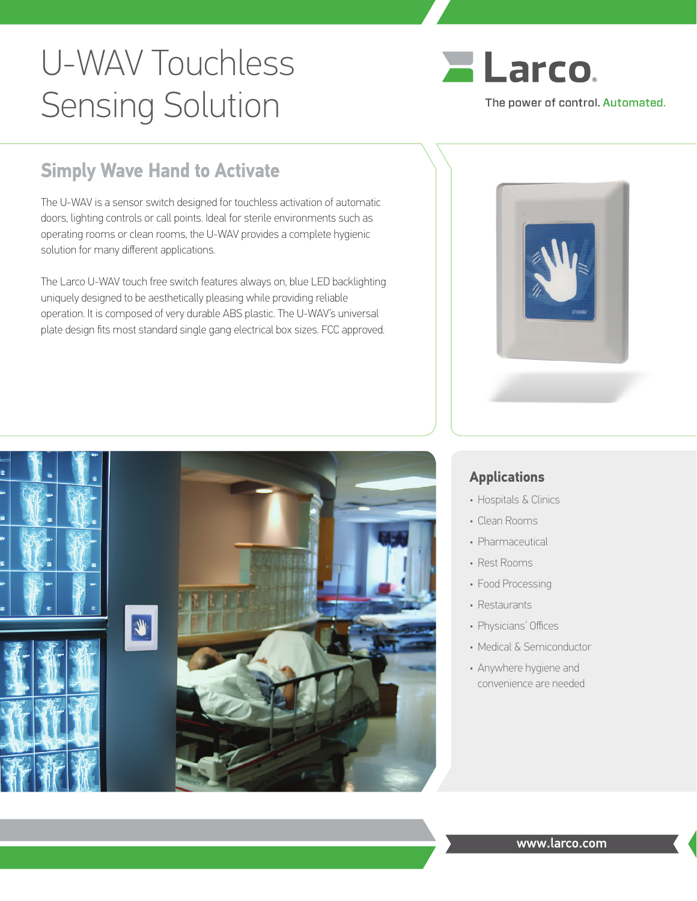# U-WAV Touchless Sensing Solution

Larco®

The power of control. Automated.

## Simply Wave Hand to Activate

The U-WAV is a sensor switch designed for touchless activation of automatic doors, lighting controls or call points. Ideal for sterile environments such as operating rooms or clean rooms, the U-WAV provides a complete hygienic solution for many different applications.

The Larco U-WAV touch free switch features always on, blue LED backlighting uniquely designed to be aesthetically pleasing while providing reliable operation. It is composed of very durable ABS plastic. The U-WAV's universal plate design fits most standard single gang electrical box sizes. FCC approved.

## Applications

- Hospitals & Clinics
- Clean Rooms
- Pharmaceutical
- Rest Rooms
- Food Processing
- Restaurants
- Physicians' Offices
- Medical & Semiconductor
- Anywhere hygiene and convenience are needed

www.larco.com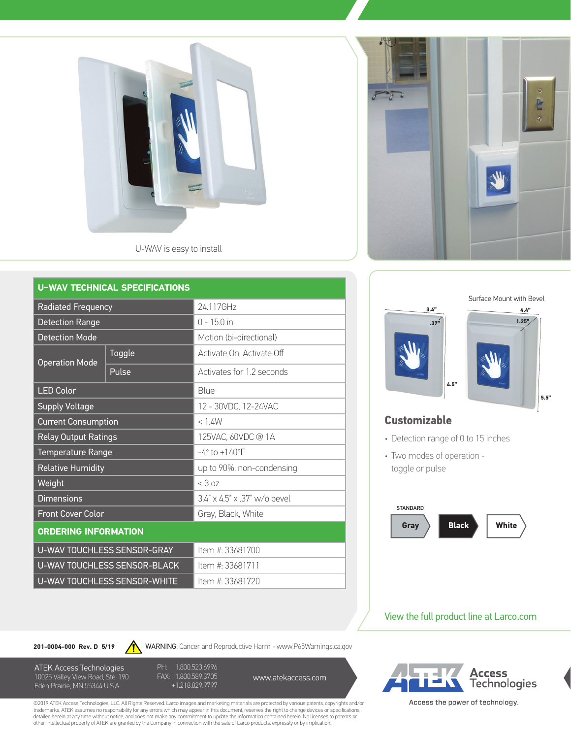U-WAV is easy to install

## U-WAV TECHNICAL SPECIFICATIONS

| | | |
|---|---|---|
| Radiated Frequency | | 24.117GHz |
| Detection Range | | 0 - 15.0 in |
| Detection Mode | | Motion (bi-directional) |
| Operation Mode | Toggle | Activate On, Activate Off |
| | Pulse | Activates for 1.2 seconds |
| LED Color | | Blue |
| Supply Voltage | | 12 - 30VDC, 12-24VAC |
| Current Consumption | | < 1.4W |
| Relay Output Ratings | | 125VAC, 60VDC @ 1A |
| Temperature Range | | -4° to +140°F |
| Relative Humidity | | up to 90%, non-condensing |
| Weight | | < 3 oz |
| Dimensions | | 3.4" x 4.5" x .37" w/o bevel |
| Front Cover Color | | Gray, Black, White |

## ORDERING INFORMATION

| | |
|---|---|
| U-WAV TOUCHLESS SENSOR-GRAY | Item #: 33681700 |
| U-WAV TOUCHLESS SENSOR-BLACK | Item #: 33681711 |
| U-WAV TOUCHLESS SENSOR-WHITE | Item #: 33681720 |

Surface Mount with Bevel

3.4"
.37"
4.5"
4.4"
1.25"
5.5"

## Customizable

- Detection range of 0 to 15 inches
- Two modes of operation - toggle or pulse

STANDARD

Gray | Black | White

View the full product line at Larco.com

**201-0004-000 Rev. D 5/19**

WARNING: Cancer and Reproductive Harm - www.P65Warnings.ca.gov

ATEK Access Technologies
10025 Valley View Road, Ste. 190
Eden Prairie, MN 55344 U.S.A.

PH: 1.800.523.6996
FAX: 1.800.589.3705
+1.218.829.9797

www.atekaccess.com

ATEK Access Technologies

Access the power of technology.

©2019 ATEK Access Technologies, LLC. All Rights Reserved. Larco images and marketing materials are protected by various patents, copyrights and/or trademarks. ATEK assumes no responsibility for any errors which may appear in this document, reserves the right to change devices or specifications detailed herein at any time without notice, and does not make any commitment to update the information contained herein. No licenses to patents or other intellectual property of ATEK are granted by the Company in connection with the sale of Larco products, expressly or by implication.